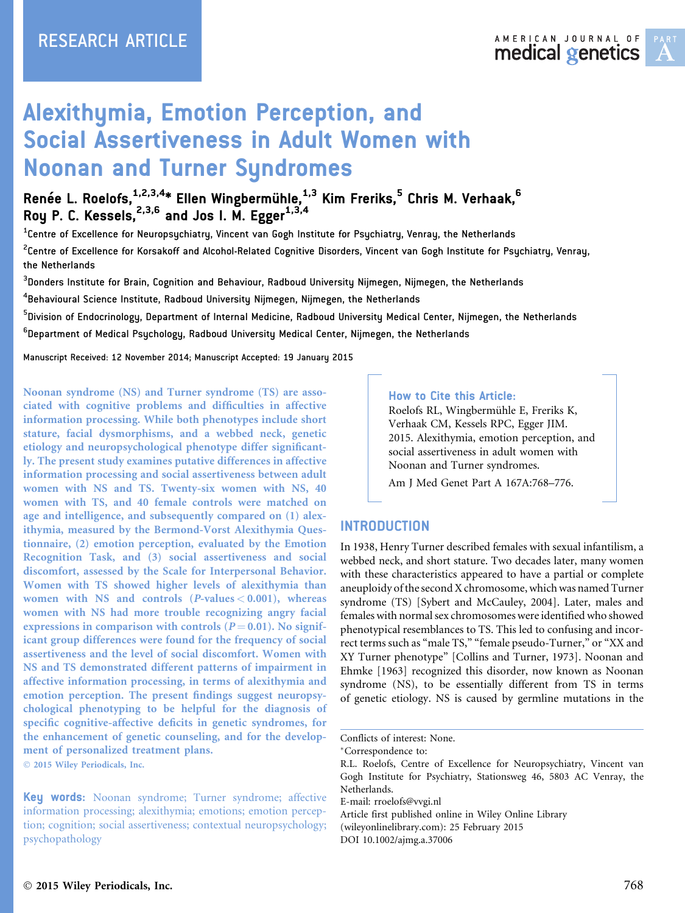# Alexithymia, Emotion Perception, and Social Assertiveness in Adult Women with Noonan and Turner Syndromes

**Renée L. Roelofs,[1,2,3,4]* Ellen Wingbermühle,[1,3] Kim Freriks,[5] Chris M. Verhaak,[6] Roy P. C. Kessels,[2,3,6] and Jos I. M. Egger[1,3,4]**

[1]Centre of Excellence for Neuropsychiatry, Vincent van Gogh Institute for Psychiatry, Venray, the Netherlands

[2]Centre of Excellence for Korsakoff and Alcohol-Related Cognitive Disorders, Vincent van Gogh Institute for Psychiatry, Venray, the Netherlands

[3]Donders Institute for Brain, Cognition and Behaviour, Radboud University Nijmegen, Nijmegen, the Netherlands

[4]Behavioural Science Institute, Radboud University Nijmegen, Nijmegen, the Netherlands

[5]Division of Endocrinology, Department of Internal Medicine, Radboud University Medical Center, Nijmegen, the Netherlands

[6]Department of Medical Psychology, Radboud University Medical Center, Nijmegen, the Netherlands

Manuscript Received: 12 November 2014; Manuscript Accepted: 19 January 2015

Noonan syndrome (NS) and Turner syndrome (TS) are associated with cognitive problems and difficulties in affective information processing. While both phenotypes include short stature, facial dysmorphisms, and a webbed neck, genetic etiology and neuropsychological phenotype differ significantly. The present study examines putative differences in affective information processing and social assertiveness between adult women with NS and TS. Twenty-six women with NS, 40 women with TS, and 40 female controls were matched on age and intelligence, and subsequently compared on (1) alexithymia, measured by the Bermond-Vorst Alexithymia Questionnaire, (2) emotion perception, evaluated by the Emotion Recognition Task, and (3) social assertiveness and social discomfort, assessed by the Scale for Interpersonal Behavior. Women with TS showed higher levels of alexithymia than women with NS and controls ($P$-values $< 0.001$), whereas women with NS had more trouble recognizing angry facial expressions in comparison with controls ($P = 0.01$). No significant group differences were found for the frequency of social assertiveness and the level of social discomfort. Women with NS and TS demonstrated different patterns of impairment in affective information processing, in terms of alexithymia and emotion perception. The present findings suggest neuropsychological phenotyping to be helpful for the diagnosis of specific cognitive-affective deficits in genetic syndromes, for the enhancement of genetic counseling, and for the development of personalized treatment plans.

© 2015 Wiley Periodicals, Inc.

**Key words:** Noonan syndrome; Turner syndrome; affective information processing; alexithymia; emotions; emotion perception; cognition; social assertiveness; contextual neuropsychology; psychopathology

**How to Cite this Article:**
Roelofs RL, Wingbermühle E, Freriks K, Verhaak CM, Kessels RPC, Egger JIM. 2015. Alexithymia, emotion perception, and social assertiveness in adult women with Noonan and Turner syndromes.
Am J Med Genet Part A 167A:768–776.

## INTRODUCTION

In 1938, Henry Turner described females with sexual infantilism, a webbed neck, and short stature. Two decades later, many women with these characteristics appeared to have a partial or complete aneuploidy of the second X chromosome, which was named Turner syndrome (TS) [Sybert and McCauley, 2004]. Later, males and females with normal sex chromosomes were identified who showed phenotypical resemblances to TS. This led to confusing and incorrect terms such as "male TS," "female pseudo-Turner," or "XX and XY Turner phenotype" [Collins and Turner, 1973]. Noonan and Ehmke [1963] recognized this disorder, now known as Noonan syndrome (NS), to be essentially different from TS in terms of genetic etiology. NS is caused by germline mutations in the

Conflicts of interest: None.

*Correspondence to:
R.L. Roelofs, Centre of Excellence for Neuropsychiatry, Vincent van Gogh Institute for Psychiatry, Stationsweg 46, 5803 AC Venray, the Netherlands.
E-mail: rroelofs@vvgi.nl
Article first published online in Wiley Online Library (wileyonlinelibrary.com): 25 February 2015
DOI 10.1002/ajmg.a.37006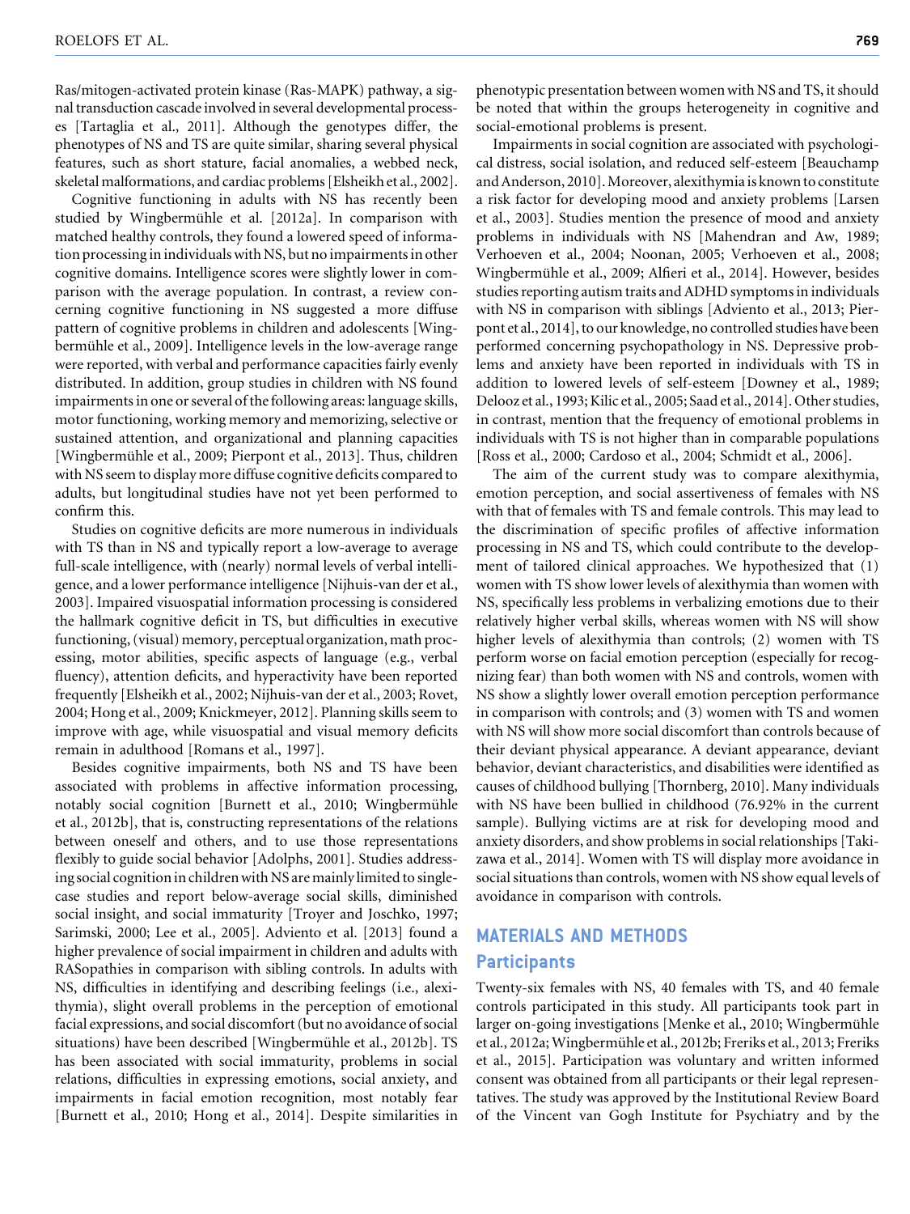Ras/mitogen-activated protein kinase (Ras-MAPK) pathway, a signal transduction cascade involved in several developmental processes [Tartaglia et al., 2011]. Although the genotypes differ, the phenotypes of NS and TS are quite similar, sharing several physical features, such as short stature, facial anomalies, a webbed neck, skeletal malformations, and cardiac problems [Elsheikh et al., 2002].

Cognitive functioning in adults with NS has recently been studied by Wingbermühle et al. [2012a]. In comparison with matched healthy controls, they found a lowered speed of information processing in individuals with NS, but no impairments in other cognitive domains. Intelligence scores were slightly lower in comparison with the average population. In contrast, a review concerning cognitive functioning in NS suggested a more diffuse pattern of cognitive problems in children and adolescents [Wingbermühle et al., 2009]. Intelligence levels in the low-average range were reported, with verbal and performance capacities fairly evenly distributed. In addition, group studies in children with NS found impairments in one or several of the following areas: language skills, motor functioning, working memory and memorizing, selective or sustained attention, and organizational and planning capacities [Wingbermühle et al., 2009; Pierpont et al., 2013]. Thus, children with NS seem to display more diffuse cognitive deficits compared to adults, but longitudinal studies have not yet been performed to confirm this.

Studies on cognitive deficits are more numerous in individuals with TS than in NS and typically report a low-average to average full-scale intelligence, with (nearly) normal levels of verbal intelligence, and a lower performance intelligence [Nijhuis-van der et al., 2003]. Impaired visuospatial information processing is considered the hallmark cognitive deficit in TS, but difficulties in executive functioning, (visual) memory, perceptual organization, math processing, motor abilities, specific aspects of language (e.g., verbal fluency), attention deficits, and hyperactivity have been reported frequently [Elsheikh et al., 2002; Nijhuis-van der et al., 2003; Rovet, 2004; Hong et al., 2009; Knickmeyer, 2012]. Planning skills seem to improve with age, while visuospatial and visual memory deficits remain in adulthood [Romans et al., 1997].

Besides cognitive impairments, both NS and TS have been associated with problems in affective information processing, notably social cognition [Burnett et al., 2010; Wingbermühle et al., 2012b], that is, constructing representations of the relations between oneself and others, and to use those representations flexibly to guide social behavior [Adolphs, 2001]. Studies addressing social cognition in children with NS are mainly limited to single-case studies and report below-average social skills, diminished social insight, and social immaturity [Troyer and Joschko, 1997; Sarimski, 2000; Lee et al., 2005]. Adviento et al. [2013] found a higher prevalence of social impairment in children and adults with RASopathies in comparison with sibling controls. In adults with NS, difficulties in identifying and describing feelings (i.e., alexithymia), slight overall problems in the perception of emotional facial expressions, and social discomfort (but no avoidance of social situations) have been described [Wingbermühle et al., 2012b]. TS has been associated with social immaturity, problems in social relations, difficulties in expressing emotions, social anxiety, and impairments in facial emotion recognition, most notably fear [Burnett et al., 2010; Hong et al., 2014]. Despite similarities in phenotypic presentation between women with NS and TS, it should be noted that within the groups heterogeneity in cognitive and social-emotional problems is present.

Impairments in social cognition are associated with psychological distress, social isolation, and reduced self-esteem [Beauchamp and Anderson, 2010]. Moreover, alexithymia is known to constitute a risk factor for developing mood and anxiety problems [Larsen et al., 2003]. Studies mention the presence of mood and anxiety problems in individuals with NS [Mahendran and Aw, 1989; Verhoeven et al., 2004; Noonan, 2005; Verhoeven et al., 2008; Wingbermühle et al., 2009; Alfieri et al., 2014]. However, besides studies reporting autism traits and ADHD symptoms in individuals with NS in comparison with siblings [Adviento et al., 2013; Pierpont et al., 2014], to our knowledge, no controlled studies have been performed concerning psychopathology in NS. Depressive problems and anxiety have been reported in individuals with TS in addition to lowered levels of self-esteem [Downey et al., 1989; Delooz et al., 1993; Kilic et al., 2005; Saad et al., 2014]. Other studies, in contrast, mention that the frequency of emotional problems in individuals with TS is not higher than in comparable populations [Ross et al., 2000; Cardoso et al., 2004; Schmidt et al., 2006].

The aim of the current study was to compare alexithymia, emotion perception, and social assertiveness of females with NS with that of females with TS and female controls. This may lead to the discrimination of specific profiles of affective information processing in NS and TS, which could contribute to the development of tailored clinical approaches. We hypothesized that (1) women with TS show lower levels of alexithymia than women with NS, specifically less problems in verbalizing emotions due to their relatively higher verbal skills, whereas women with NS will show higher levels of alexithymia than controls; (2) women with TS perform worse on facial emotion perception (especially for recognizing fear) than both women with NS and controls, women with NS show a slightly lower overall emotion perception performance in comparison with controls; and (3) women with TS and women with NS will show more social discomfort than controls because of their deviant physical appearance. A deviant appearance, deviant behavior, deviant characteristics, and disabilities were identified as causes of childhood bullying [Thornberg, 2010]. Many individuals with NS have been bullied in childhood (76.92% in the current sample). Bullying victims are at risk for developing mood and anxiety disorders, and show problems in social relationships [Takizawa et al., 2014]. Women with TS will display more avoidance in social situations than controls, women with NS show equal levels of avoidance in comparison with controls.

## MATERIALS AND METHODS

### Participants

Twenty-six females with NS, 40 females with TS, and 40 female controls participated in this study. All participants took part in larger on-going investigations [Menke et al., 2010; Wingbermühle et al., 2012a; Wingbermühle et al., 2012b; Freriks et al., 2013; Freriks et al., 2015]. Participation was voluntary and written informed consent was obtained from all participants or their legal representatives. The study was approved by the Institutional Review Board of the Vincent van Gogh Institute for Psychiatry and by the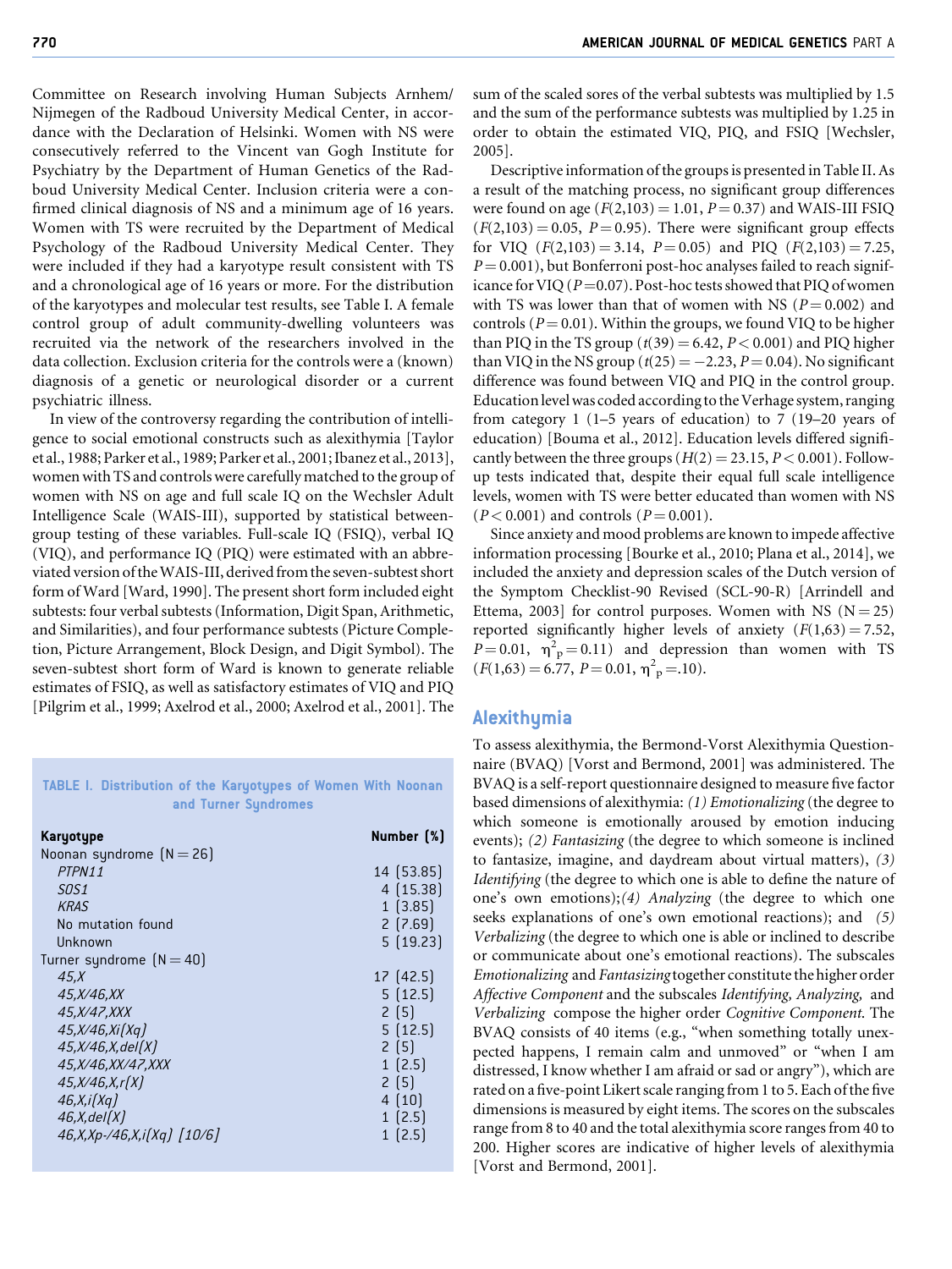Committee on Research involving Human Subjects Arnhem/Nijmegen of the Radboud University Medical Center, in accordance with the Declaration of Helsinki. Women with NS were consecutively referred to the Vincent van Gogh Institute for Psychiatry by the Department of Human Genetics of the Radboud University Medical Center. Inclusion criteria were a confirmed clinical diagnosis of NS and a minimum age of 16 years. Women with TS were recruited by the Department of Medical Psychology of the Radboud University Medical Center. They were included if they had a karyotype result consistent with TS and a chronological age of 16 years or more. For the distribution of the karyotypes and molecular test results, see Table I. A female control group of adult community-dwelling volunteers was recruited via the network of the researchers involved in the data collection. Exclusion criteria for the controls were a (known) diagnosis of a genetic or neurological disorder or a current psychiatric illness.

In view of the controversy regarding the contribution of intelligence to social emotional constructs such as alexithymia [Taylor et al., 1988; Parker et al., 1989; Parker et al., 2001; Ibanez et al., 2013], women with TS and controls were carefully matched to the group of women with NS on age and full scale IQ on the Wechsler Adult Intelligence Scale (WAIS-III), supported by statistical between-group testing of these variables. Full-scale IQ (FSIQ), verbal IQ (VIQ), and performance IQ (PIQ) were estimated with an abbreviated version of the WAIS-III, derived from the seven-subtest short form of Ward [Ward, 1990]. The present short form included eight subtests: four verbal subtests (Information, Digit Span, Arithmetic, and Similarities), and four performance subtests (Picture Completion, Picture Arrangement, Block Design, and Digit Symbol). The seven-subtest short form of Ward is known to generate reliable estimates of FSIQ, as well as satisfactory estimates of VIQ and PIQ [Pilgrim et al., 1999; Axelrod et al., 2000; Axelrod et al., 2001]. The sum of the scaled sores of the verbal subtests was multiplied by 1.5 and the sum of the performance subtests was multiplied by 1.25 in order to obtain the estimated VIQ, PIQ, and FSIQ [Wechsler, 2005].

**TABLE I. Distribution of the Karyotypes of Women With Noonan and Turner Syndromes**

| Karyotype | Number (%) |
|---|---|
| Noonan syndrome (N = 26) | |
| *PTPN11* | 14 (53.85) |
| *SOS1* | 4 (15.38) |
| *KRAS* | 1 (3.85) |
| No mutation found | 2 (7.69) |
| Unknown | 5 (19.23) |
| Turner syndrome (N = 40) | |
| *45,X* | 17 (42.5) |
| *45,X/46,XX* | 5 (12.5) |
| *45,X/47,XXX* | 2 (5) |
| *45,X/46,Xi(Xq)* | 5 (12.5) |
| *45,X/46,X,del(X)* | 2 (5) |
| *45,X/46,XX/47,XXX* | 1 (2.5) |
| *45,X/46,X,r(X)* | 2 (5) |
| *46,X,i(Xq)* | 4 (10) |
| *46,X,del(X)* | 1 (2.5) |
| *46,X,Xp-/46,X,i(Xq) [10/6]* | 1 (2.5) |

Descriptive information of the groups is presented in Table II. As a result of the matching process, no significant group differences were found on age ($F(2,103) = 1.01$, $P = 0.37$) and WAIS-III FSIQ ($F(2,103) = 0.05$, $P = 0.95$). There were significant group effects for VIQ ($F(2,103) = 3.14$, $P = 0.05$) and PIQ ($F(2,103) = 7.25$, $P = 0.001$), but Bonferroni post-hoc analyses failed to reach significance for VIQ ($P = 0.07$). Post-hoc tests showed that PIQ of women with TS was lower than that of women with NS ($P = 0.002$) and controls ($P = 0.01$). Within the groups, we found VIQ to be higher than PIQ in the TS group ($t(39) = 6.42$, $P < 0.001$) and PIQ higher than VIQ in the NS group ($t(25) = -2.23$, $P = 0.04$). No significant difference was found between VIQ and PIQ in the control group. Education level was coded according to the Verhage system, ranging from category 1 (1–5 years of education) to 7 (19–20 years of education) [Bouma et al., 2012]. Education levels differed significantly between the three groups ($H(2) = 23.15$, $P < 0.001$). Follow-up tests indicated that, despite their equal full scale intelligence levels, women with TS were better educated than women with NS ($P < 0.001$) and controls ($P = 0.001$).

Since anxiety and mood problems are known to impede affective information processing [Bourke et al., 2010; Plana et al., 2014], we included the anxiety and depression scales of the Dutch version of the Symptom Checklist-90 Revised (SCL-90-R) [Arrindell and Ettema, 2003] for control purposes. Women with NS (N = 25) reported significantly higher levels of anxiety ($F(1,63) = 7.52$, $P = 0.01$, $\eta^2_p = 0.11$) and depression than women with TS ($F(1,63) = 6.77$, $P = 0.01$, $\eta^2_p = .10$).

## Alexithymia

To assess alexithymia, the Bermond-Vorst Alexithymia Questionnaire (BVAQ) [Vorst and Bermond, 2001] was administered. The BVAQ is a self-report questionnaire designed to measure five factor based dimensions of alexithymia: *(1) Emotionalizing* (the degree to which someone is emotionally aroused by emotion inducing events); *(2) Fantasizing* (the degree to which someone is inclined to fantasize, imagine, and daydream about virtual matters), *(3) Identifying* (the degree to which one is able to define the nature of one's own emotions);*(4) Analyzing* (the degree to which one seeks explanations of one's own emotional reactions); and *(5) Verbalizing* (the degree to which one is able or inclined to describe or communicate about one's emotional reactions). The subscales *Emotionalizing* and *Fantasizing* together constitute the higher order *Affective Component* and the subscales *Identifying, Analyzing,* and *Verbalizing* compose the higher order *Cognitive Component*. The BVAQ consists of 40 items (e.g., "when something totally unexpected happens, I remain calm and unmoved" or "when I am distressed, I know whether I am afraid or sad or angry"), which are rated on a five-point Likert scale ranging from 1 to 5. Each of the five dimensions is measured by eight items. The scores on the subscales range from 8 to 40 and the total alexithymia score ranges from 40 to 200. Higher scores are indicative of higher levels of alexithymia [Vorst and Bermond, 2001].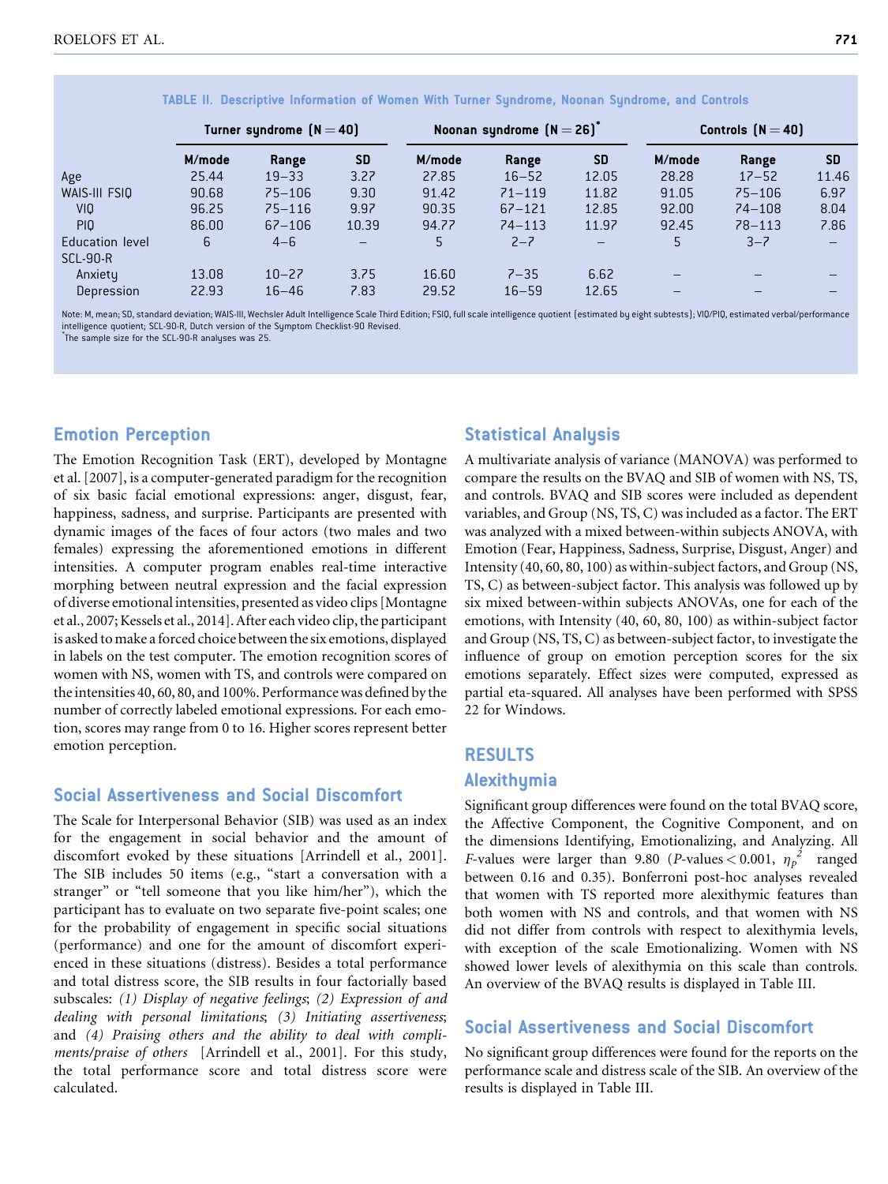TABLE II. Descriptive Information of Women With Turner Syndrome, Noonan Syndrome, and Controls

| | Turner syndrome (N = 40) | | | Noonan syndrome (N = 26)* | | | Controls (N = 40) | | |
|---|---|---|---|---|---|---|---|---|---|
| | M/mode | Range | SD | M/mode | Range | SD | M/mode | Range | SD |
| Age | 25.44 | 19–33 | 3.27 | 27.85 | 16–52 | 12.05 | 28.28 | 17–52 | 11.46 |
| WAIS-III FSIQ | 90.68 | 75–106 | 9.30 | 91.42 | 71–119 | 11.82 | 91.05 | 75–106 | 6.97 |
| VIQ | 96.25 | 75–116 | 9.97 | 90.35 | 67–121 | 12.85 | 92.00 | 74–108 | 8.04 |
| PIQ | 86.00 | 67–106 | 10.39 | 94.77 | 74–113 | 11.97 | 92.45 | 78–113 | 7.86 |
| Education level | 6 | 4–6 | – | 5 | 2–7 | – | 5 | 3–7 | – |
| SCL-90-R | | | | | | | | | |
| Anxiety | 13.08 | 10–27 | 3.75 | 16.60 | 7–35 | 6.62 | – | – | – |
| Depression | 22.93 | 16–46 | 7.83 | 29.52 | 16–59 | 12.65 | – | – | – |

Note: M, mean; SD, standard deviation; WAIS-III, Wechsler Adult Intelligence Scale Third Edition; FSIQ, full scale intelligence quotient (estimated by eight subtests); VIQ/PIQ, estimated verbal/performance intelligence quotient; SCL-90-R, Dutch version of the Symptom Checklist-90 Revised.
*The sample size for the SCL-90-R analyses was 25.

## Emotion Perception

The Emotion Recognition Task (ERT), developed by Montagne et al. [2007], is a computer-generated paradigm for the recognition of six basic facial emotional expressions: anger, disgust, fear, happiness, sadness, and surprise. Participants are presented with dynamic images of the faces of four actors (two males and two females) expressing the aforementioned emotions in different intensities. A computer program enables real-time interactive morphing between neutral expression and the facial expression of diverse emotional intensities, presented as video clips [Montagne et al., 2007; Kessels et al., 2014]. After each video clip, the participant is asked to make a forced choice between the six emotions, displayed in labels on the test computer. The emotion recognition scores of women with NS, women with TS, and controls were compared on the intensities 40, 60, 80, and 100%. Performance was defined by the number of correctly labeled emotional expressions. For each emotion, scores may range from 0 to 16. Higher scores represent better emotion perception.

## Social Assertiveness and Social Discomfort

The Scale for Interpersonal Behavior (SIB) was used as an index for the engagement in social behavior and the amount of discomfort evoked by these situations [Arrindell et al., 2001]. The SIB includes 50 items (e.g., "start a conversation with a stranger" or "tell someone that you like him/her"), which the participant has to evaluate on two separate five-point scales; one for the probability of engagement in specific social situations (performance) and one for the amount of discomfort experienced in these situations (distress). Besides a total performance and total distress score, the SIB results in four factorially based subscales: *(1) Display of negative feelings*; *(2) Expression of and dealing with personal limitations*; *(3) Initiating assertiveness*; and *(4) Praising others and the ability to deal with compliments/praise of others* [Arrindell et al., 2001]. For this study, the total performance score and total distress score were calculated.

## Statistical Analysis

A multivariate analysis of variance (MANOVA) was performed to compare the results on the BVAQ and SIB of women with NS, TS, and controls. BVAQ and SIB scores were included as dependent variables, and Group (NS, TS, C) was included as a factor. The ERT was analyzed with a mixed between-within subjects ANOVA, with Emotion (Fear, Happiness, Sadness, Surprise, Disgust, Anger) and Intensity (40, 60, 80, 100) as within-subject factors, and Group (NS, TS, C) as between-subject factor. This analysis was followed up by six mixed between-within subjects ANOVAs, one for each of the emotions, with Intensity (40, 60, 80, 100) as within-subject factor and Group (NS, TS, C) as between-subject factor, to investigate the influence of group on emotion perception scores for the six emotions separately. Effect sizes were computed, expressed as partial eta-squared. All analyses have been performed with SPSS 22 for Windows.

# RESULTS

## Alexithymia

Significant group differences were found on the total BVAQ score, the Affective Component, the Cognitive Component, and on the dimensions Identifying, Emotionalizing, and Analyzing. All $F$-values were larger than 9.80 ($P$-values $< 0.001$, $\eta_p^2$ ranged between 0.16 and 0.35). Bonferroni post-hoc analyses revealed that women with TS reported more alexithymic features than both women with NS and controls, and that women with NS did not differ from controls with respect to alexithymia levels, with exception of the scale Emotionalizing. Women with NS showed lower levels of alexithymia on this scale than controls. An overview of the BVAQ results is displayed in Table III.

## Social Assertiveness and Social Discomfort

No significant group differences were found for the reports on the performance scale and distress scale of the SIB. An overview of the results is displayed in Table III.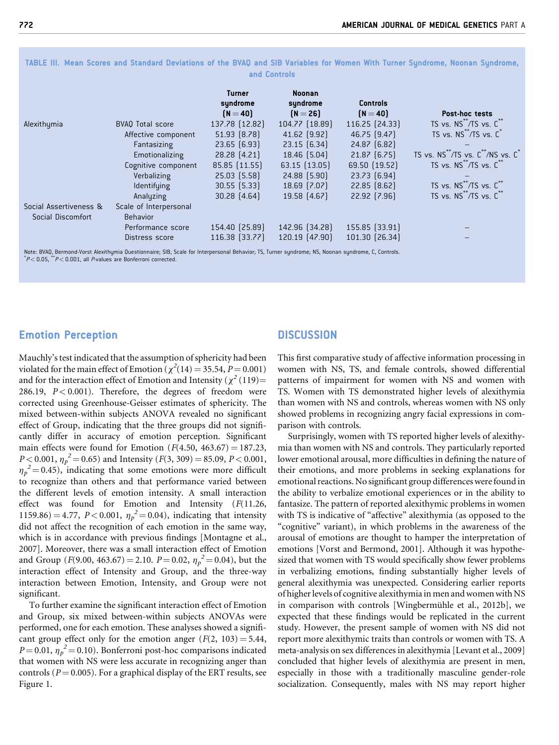**TABLE III. Mean Scores and Standard Deviations of the BVAQ and SIB Variables for Women With Turner Syndrome, Noonan Syndrome, and Controls**

| | | Turner syndrome (N = 40) | Noonan syndrome (N = 26) | Controls (N = 40) | Post-hoc tests |
|---|---|---|---|---|---|
| Alexithymia | BVAQ Total score | 137.78 (12.82) | 104.77 (18.89) | 116.25 (24.33) | TS vs. NS\*\*/TS vs. C\*\* |
| | Affective component | 51.93 (8.78) | 41.62 (9.92) | 46.75 (9.47) | TS vs. NS\*\*/TS vs. C\* |
| | Fantasizing | 23.65 (6.93) | 23.15 (6.34) | 24.87 (6.82) | – |
| | Emotionalizing | 28.28 (4.21) | 18.46 (5.04) | 21.87 (6.75) | TS vs. NS\*\*/TS vs. C\*\*/NS vs. C\* |
| | Cognitive component | 85.85 (11.55) | 63.15 (13.05) | 69.50 (19.52) | TS vs. NS\*\*/TS vs. C\*\* |
| | Verbalizing | 25.03 (5.58) | 24.88 (5.90) | 23.73 (6.94) | – |
| | Identifying | 30.55 (5.33) | 18.69 (7.07) | 22.85 (8.62) | TS vs. NS\*\*/TS vs. C\*\* |
| | Analyzing | 30.28 (4.64) | 19.58 (4.67) | 22.92 (7.96) | TS vs. NS\*\*/TS vs. C\*\* |
| Social Assertiveness & Social Discomfort | Scale of Interpersonal Behavior | | | | |
| | Performance score | 154.40 (25.89) | 142.96 (34.28) | 155.85 (33.91) | – |
| | Distress score | 116.38 (33.77) | 120.19 (47.90) | 101.30 (26.34) | – |

Note: BVAQ, Bermond-Vorst Alexithymia Questionnaire; SIB, Scale for Interpersonal Behavior; TS, Turner syndrome; NS, Noonan syndrome, C, Controls.
\*$P < 0.05$, \*\*$P < 0.001$, all $P$-values are Bonferroni corrected.

## Emotion Perception

Mauchly's test indicated that the assumption of sphericity had been violated for the main effect of Emotion ($\chi^2(14) = 35.54$, $P = 0.001$) and for the interaction effect of Emotion and Intensity ($\chi^2(119) = 286.19$, $P < 0.001$). Therefore, the degrees of freedom were corrected using Greenhouse-Geisser estimates of sphericity. The mixed between-within subjects ANOVA revealed no significant effect of Group, indicating that the three groups did not significantly differ in accuracy of emotion perception. Significant main effects were found for Emotion ($F(4.50, 463.67) = 187.23$, $P < 0.001$, $\eta_p^2 = 0.65$) and Intensity ($F(3, 309) = 85.09$, $P < 0.001$, $\eta_p^2 = 0.45$), indicating that some emotions were more difficult to recognize than others and that performance varied between the different levels of emotion intensity. A small interaction effect was found for Emotion and Intensity ($F(11.26, 1159.86) = 4.77$, $P < 0.001$, $\eta_p^2 = 0.04$), indicating that intensity did not affect the recognition of each emotion in the same way, which is in accordance with previous findings [Montagne et al., 2007]. Moreover, there was a small interaction effect of Emotion and Group ($F(9.00, 463.67) = 2.10$. $P = 0.02$, $\eta_p^2 = 0.04$), but the interaction effect of Intensity and Group, and the three-way interaction between Emotion, Intensity, and Group were not significant.

To further examine the significant interaction effect of Emotion and Group, six mixed between-within subjects ANOVAs were performed, one for each emotion. These analyses showed a significant group effect only for the emotion anger ($F(2, 103) = 5.44$, $P = 0.01$, $\eta_p^2 = 0.10$). Bonferroni post-hoc comparisons indicated that women with NS were less accurate in recognizing anger than controls ($P = 0.005$). For a graphical display of the ERT results, see Figure 1.

## DISCUSSION

This first comparative study of affective information processing in women with NS, TS, and female controls, showed differential patterns of impairment for women with NS and women with TS. Women with TS demonstrated higher levels of alexithymia than women with NS and controls, whereas women with NS only showed problems in recognizing angry facial expressions in comparison with controls.

Surprisingly, women with TS reported higher levels of alexithymia than women with NS and controls. They particularly reported lower emotional arousal, more difficulties in defining the nature of their emotions, and more problems in seeking explanations for emotional reactions. No significant group differences were found in the ability to verbalize emotional experiences or in the ability to fantasize. The pattern of reported alexithymic problems in women with TS is indicative of "affective" alexithymia (as opposed to the "cognitive" variant), in which problems in the awareness of the arousal of emotions are thought to hamper the interpretation of emotions [Vorst and Bermond, 2001]. Although it was hypothesized that women with TS would specifically show fewer problems in verbalizing emotions, finding substantially higher levels of general alexithymia was unexpected. Considering earlier reports of higher levels of cognitive alexithymia in men and women with NS in comparison with controls [Wingbermühle et al., 2012b], we expected that these findings would be replicated in the current study. However, the present sample of women with NS did not report more alexithymic traits than controls or women with TS. A meta-analysis on sex differences in alexithymia [Levant et al., 2009] concluded that higher levels of alexithymia are present in men, especially in those with a traditionally masculine gender-role socialization. Consequently, males with NS may report higher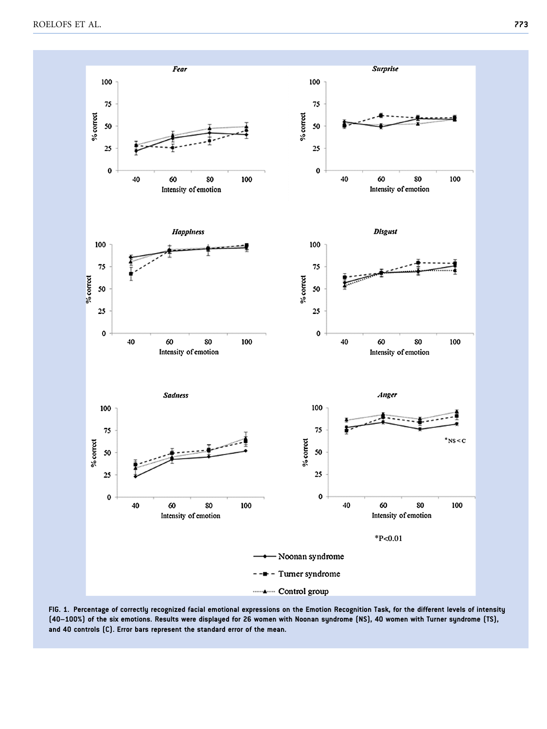FIG. 1. Percentage of correctly recognized facial emotional expressions on the Emotion Recognition Task, for the different levels of intensity (40–100%) of the six emotions. Results were displayed for 26 women with Noonan syndrome (NS), 40 women with Turner syndrome (TS), and 40 controls (C). Error bars represent the standard error of the mean.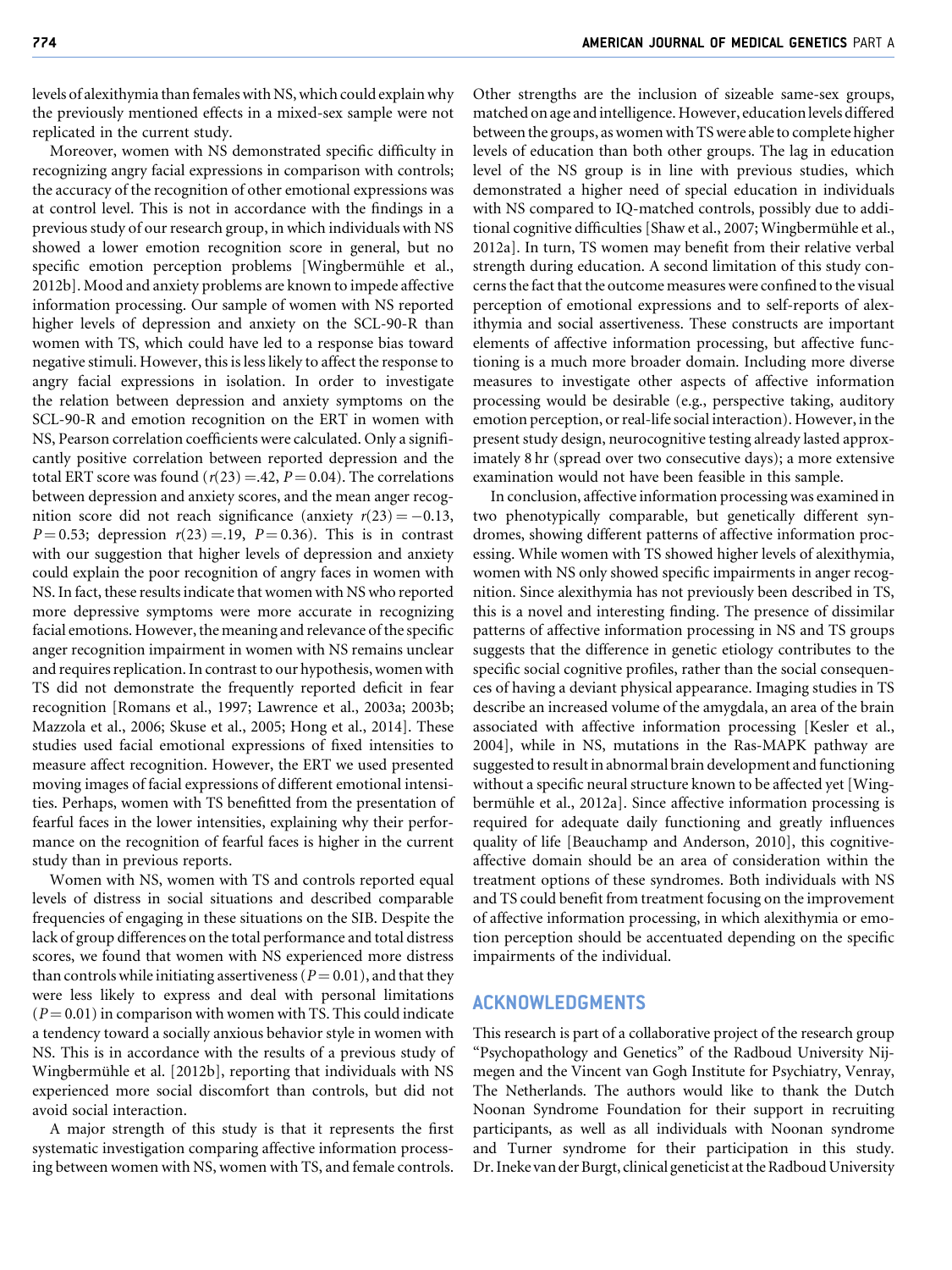levels of alexithymia than females with NS, which could explain why the previously mentioned effects in a mixed-sex sample were not replicated in the current study.

Moreover, women with NS demonstrated specific difficulty in recognizing angry facial expressions in comparison with controls; the accuracy of the recognition of other emotional expressions was at control level. This is not in accordance with the findings in a previous study of our research group, in which individuals with NS showed a lower emotion recognition score in general, but no specific emotion perception problems [Wingbermühle et al., 2012b]. Mood and anxiety problems are known to impede affective information processing. Our sample of women with NS reported higher levels of depression and anxiety on the SCL-90-R than women with TS, which could have led to a response bias toward negative stimuli. However, this is less likely to affect the response to angry facial expressions in isolation. In order to investigate the relation between depression and anxiety symptoms on the SCL-90-R and emotion recognition on the ERT in women with NS, Pearson correlation coefficients were calculated. Only a significantly positive correlation between reported depression and the total ERT score was found ($r(23) = .42$, $P = 0.04$). The correlations between depression and anxiety scores, and the mean anger recognition score did not reach significance (anxiety $r(23) = -0.13$, $P = 0.53$; depression $r(23) = .19$, $P = 0.36$). This is in contrast with our suggestion that higher levels of depression and anxiety could explain the poor recognition of angry faces in women with NS. In fact, these results indicate that women with NS who reported more depressive symptoms were more accurate in recognizing facial emotions. However, the meaning and relevance of the specific anger recognition impairment in women with NS remains unclear and requires replication. In contrast to our hypothesis, women with TS did not demonstrate the frequently reported deficit in fear recognition [Romans et al., 1997; Lawrence et al., 2003a; 2003b; Mazzola et al., 2006; Skuse et al., 2005; Hong et al., 2014]. These studies used facial emotional expressions of fixed intensities to measure affect recognition. However, the ERT we used presented moving images of facial expressions of different emotional intensities. Perhaps, women with TS benefitted from the presentation of fearful faces in the lower intensities, explaining why their performance on the recognition of fearful faces is higher in the current study than in previous reports.

Women with NS, women with TS and controls reported equal levels of distress in social situations and described comparable frequencies of engaging in these situations on the SIB. Despite the lack of group differences on the total performance and total distress scores, we found that women with NS experienced more distress than controls while initiating assertiveness ($P = 0.01$), and that they were less likely to express and deal with personal limitations ($P = 0.01$) in comparison with women with TS. This could indicate a tendency toward a socially anxious behavior style in women with NS. This is in accordance with the results of a previous study of Wingbermühle et al. [2012b], reporting that individuals with NS experienced more social discomfort than controls, but did not avoid social interaction.

A major strength of this study is that it represents the first systematic investigation comparing affective information processing between women with NS, women with TS, and female controls. Other strengths are the inclusion of sizeable same-sex groups, matched on age and intelligence. However, education levels differed between the groups, as women with TS were able to complete higher levels of education than both other groups. The lag in education level of the NS group is in line with previous studies, which demonstrated a higher need of special education in individuals with NS compared to IQ-matched controls, possibly due to additional cognitive difficulties [Shaw et al., 2007; Wingbermühle et al., 2012a]. In turn, TS women may benefit from their relative verbal strength during education. A second limitation of this study concerns the fact that the outcome measures were confined to the visual perception of emotional expressions and to self-reports of alexithymia and social assertiveness. These constructs are important elements of affective information processing, but affective functioning is a much more broader domain. Including more diverse measures to investigate other aspects of affective information processing would be desirable (e.g., perspective taking, auditory emotion perception, or real-life social interaction). However, in the present study design, neurocognitive testing already lasted approximately 8 hr (spread over two consecutive days); a more extensive examination would not have been feasible in this sample.

In conclusion, affective information processing was examined in two phenotypically comparable, but genetically different syndromes, showing different patterns of affective information processing. While women with TS showed higher levels of alexithymia, women with NS only showed specific impairments in anger recognition. Since alexithymia has not previously been described in TS, this is a novel and interesting finding. The presence of dissimilar patterns of affective information processing in NS and TS groups suggests that the difference in genetic etiology contributes to the specific social cognitive profiles, rather than the social consequences of having a deviant physical appearance. Imaging studies in TS describe an increased volume of the amygdala, an area of the brain associated with affective information processing [Kesler et al., 2004], while in NS, mutations in the Ras-MAPK pathway are suggested to result in abnormal brain development and functioning without a specific neural structure known to be affected yet [Wingbermühle et al., 2012a]. Since affective information processing is required for adequate daily functioning and greatly influences quality of life [Beauchamp and Anderson, 2010], this cognitive-affective domain should be an area of consideration within the treatment options of these syndromes. Both individuals with NS and TS could benefit from treatment focusing on the improvement of affective information processing, in which alexithymia or emotion perception should be accentuated depending on the specific impairments of the individual.

## ACKNOWLEDGMENTS

This research is part of a collaborative project of the research group "Psychopathology and Genetics" of the Radboud University Nijmegen and the Vincent van Gogh Institute for Psychiatry, Venray, The Netherlands. The authors would like to thank the Dutch Noonan Syndrome Foundation for their support in recruiting participants, as well as all individuals with Noonan syndrome and Turner syndrome for their participation in this study. Dr. Ineke van der Burgt, clinical geneticist at the Radboud University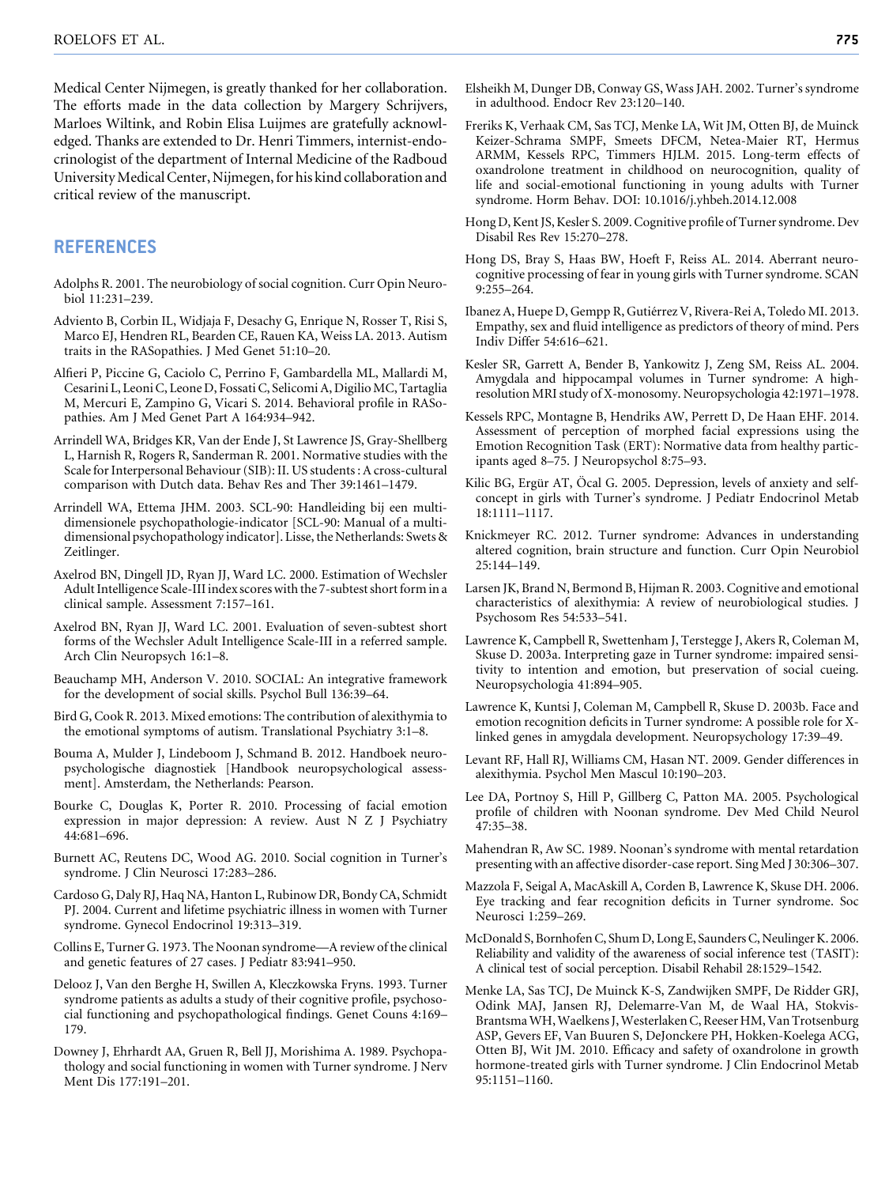Medical Center Nijmegen, is greatly thanked for her collaboration. The efforts made in the data collection by Margery Schrijvers, Marloes Wiltink, and Robin Elisa Luijmes are gratefully acknowledged. Thanks are extended to Dr. Henri Timmers, internist-endocrinologist of the department of Internal Medicine of the Radboud University Medical Center, Nijmegen, for his kind collaboration and critical review of the manuscript.

## REFERENCES

Adolphs R. 2001. The neurobiology of social cognition. Curr Opin Neurobiol 11:231–239.

Adviento B, Corbin IL, Widjaja F, Desachy G, Enrique N, Rosser T, Risi S, Marco EJ, Hendren RL, Bearden CE, Rauen KA, Weiss LA. 2013. Autism traits in the RASopathies. J Med Genet 51:10–20.

Alfieri P, Piccine G, Caciolo C, Perrino F, Gambardella ML, Mallardi M, Cesarini L, Leoni C, Leone D, Fossati C, Selicomi A, Digilio MC, Tartaglia M, Mercuri E, Zampino G, Vicari S. 2014. Behavioral profile in RASopathies. Am J Med Genet Part A 164:934–942.

Arrindell WA, Bridges KR, Van der Ende J, St Lawrence JS, Gray-Shellberg L, Harnish R, Rogers R, Sanderman R. 2001. Normative studies with the Scale for Interpersonal Behaviour (SIB): II. US students : A cross-cultural comparison with Dutch data. Behav Res and Ther 39:1461–1479.

Arrindell WA, Ettema JHM. 2003. SCL-90: Handleiding bij een multidimensionele psychopathologie-indicator [SCL-90: Manual of a multidimensional psychopathology indicator]. Lisse, the Netherlands: Swets & Zeitlinger.

Axelrod BN, Dingell JD, Ryan JJ, Ward LC. 2000. Estimation of Wechsler Adult Intelligence Scale-III index scores with the 7-subtest short form in a clinical sample. Assessment 7:157–161.

Axelrod BN, Ryan JJ, Ward LC. 2001. Evaluation of seven-subtest short forms of the Wechsler Adult Intelligence Scale-III in a referred sample. Arch Clin Neuropsych 16:1–8.

Beauchamp MH, Anderson V. 2010. SOCIAL: An integrative framework for the development of social skills. Psychol Bull 136:39–64.

Bird G, Cook R. 2013. Mixed emotions: The contribution of alexithymia to the emotional symptoms of autism. Translational Psychiatry 3:1–8.

Bouma A, Mulder J, Lindeboom J, Schmand B. 2012. Handboek neuropsychologische diagnostiek [Handbook neuropsychological assessment]. Amsterdam, the Netherlands: Pearson.

Bourke C, Douglas K, Porter R. 2010. Processing of facial emotion expression in major depression: A review. Aust N Z J Psychiatry 44:681–696.

Burnett AC, Reutens DC, Wood AG. 2010. Social cognition in Turner's syndrome. J Clin Neurosci 17:283–286.

Cardoso G, Daly RJ, Haq NA, Hanton L, Rubinow DR, Bondy CA, Schmidt PJ. 2004. Current and lifetime psychiatric illness in women with Turner syndrome. Gynecol Endocrinol 19:313–319.

Collins E, Turner G. 1973. The Noonan syndrome—A review of the clinical and genetic features of 27 cases. J Pediatr 83:941–950.

Delooz J, Van den Berghe H, Swillen A, Kleczkowska Fryns. 1993. Turner syndrome patients as adults a study of their cognitive profile, psychosocial functioning and psychopathological findings. Genet Couns 4:169–179.

Downey J, Ehrhardt AA, Gruen R, Bell JJ, Morishima A. 1989. Psychopathology and social functioning in women with Turner syndrome. J Nerv Ment Dis 177:191–201.

Elsheikh M, Dunger DB, Conway GS, Wass JAH. 2002. Turner's syndrome in adulthood. Endocr Rev 23:120–140.

Freriks K, Verhaak CM, Sas TCJ, Menke LA, Wit JM, Otten BJ, de Muinck Keizer-Schrama SMPF, Smeets DFCM, Netea-Maier RT, Hermus ARMM, Kessels RPC, Timmers HJLM. 2015. Long-term effects of oxandrolone treatment in childhood on neurocognition, quality of life and social-emotional functioning in young adults with Turner syndrome. Horm Behav. DOI: 10.1016/j.yhbeh.2014.12.008

Hong D, Kent JS, Kesler S. 2009. Cognitive profile of Turner syndrome. Dev Disabil Res Rev 15:270–278.

Hong DS, Bray S, Haas BW, Hoeft F, Reiss AL. 2014. Aberrant neurocognitive processing of fear in young girls with Turner syndrome. SCAN 9:255–264.

Ibanez A, Huepe D, Gempp R, Gutiérrez V, Rivera-Rei A, Toledo MI. 2013. Empathy, sex and fluid intelligence as predictors of theory of mind. Pers Indiv Differ 54:616–621.

Kesler SR, Garrett A, Bender B, Yankowitz J, Zeng SM, Reiss AL. 2004. Amygdala and hippocampal volumes in Turner syndrome: A high-resolution MRI study of X-monosomy. Neuropsychologia 42:1971–1978.

Kessels RPC, Montagne B, Hendriks AW, Perrett D, De Haan EHF. 2014. Assessment of perception of morphed facial expressions using the Emotion Recognition Task (ERT): Normative data from healthy participants aged 8–75. J Neuropsychol 8:75–93.

Kilic BG, Ergür AT, Öcal G. 2005. Depression, levels of anxiety and self-concept in girls with Turner's syndrome. J Pediatr Endocrinol Metab 18:1111–1117.

Knickmeyer RC. 2012. Turner syndrome: Advances in understanding altered cognition, brain structure and function. Curr Opin Neurobiol 25:144–149.

Larsen JK, Brand N, Bermond B, Hijman R. 2003. Cognitive and emotional characteristics of alexithymia: A review of neurobiological studies. J Psychosom Res 54:533–541.

Lawrence K, Campbell R, Swettenham J, Terstegge J, Akers R, Coleman M, Skuse D. 2003a. Interpreting gaze in Turner syndrome: impaired sensitivity to intention and emotion, but preservation of social cueing. Neuropsychologia 41:894–905.

Lawrence K, Kuntsi J, Coleman M, Campbell R, Skuse D. 2003b. Face and emotion recognition deficits in Turner syndrome: A possible role for X-linked genes in amygdala development. Neuropsychology 17:39–49.

Levant RF, Hall RJ, Williams CM, Hasan NT. 2009. Gender differences in alexithymia. Psychol Men Mascul 10:190–203.

Lee DA, Portnoy S, Hill P, Gillberg C, Patton MA. 2005. Psychological profile of children with Noonan syndrome. Dev Med Child Neurol 47:35–38.

Mahendran R, Aw SC. 1989. Noonan's syndrome with mental retardation presenting with an affective disorder-case report. Sing Med J 30:306–307.

Mazzola F, Seigal A, MacAskill A, Corden B, Lawrence K, Skuse DH. 2006. Eye tracking and fear recognition deficits in Turner syndrome. Soc Neurosci 1:259–269.

McDonald S, Bornhofen C, Shum D, Long E, Saunders C, Neulinger K. 2006. Reliability and validity of the awareness of social inference test (TASIT): A clinical test of social perception. Disabil Rehabil 28:1529–1542.

Menke LA, Sas TCJ, De Muinck K-S, Zandwijken SMPF, De Ridder GRJ, Odink MAJ, Jansen RJ, Delemarre-Van M, de Waal HA, Stokvis-Brantsma WH, Waelkens J, Westerlaken C, Reeser HM, Van Trotsenburg ASP, Gevers EF, Van Buuren S, DeJonckere PH, Hokken-Koelega ACG, Otten BJ, Wit JM. 2010. Efficacy and safety of oxandrolone in growth hormone-treated girls with Turner syndrome. J Clin Endocrinol Metab 95:1151–1160.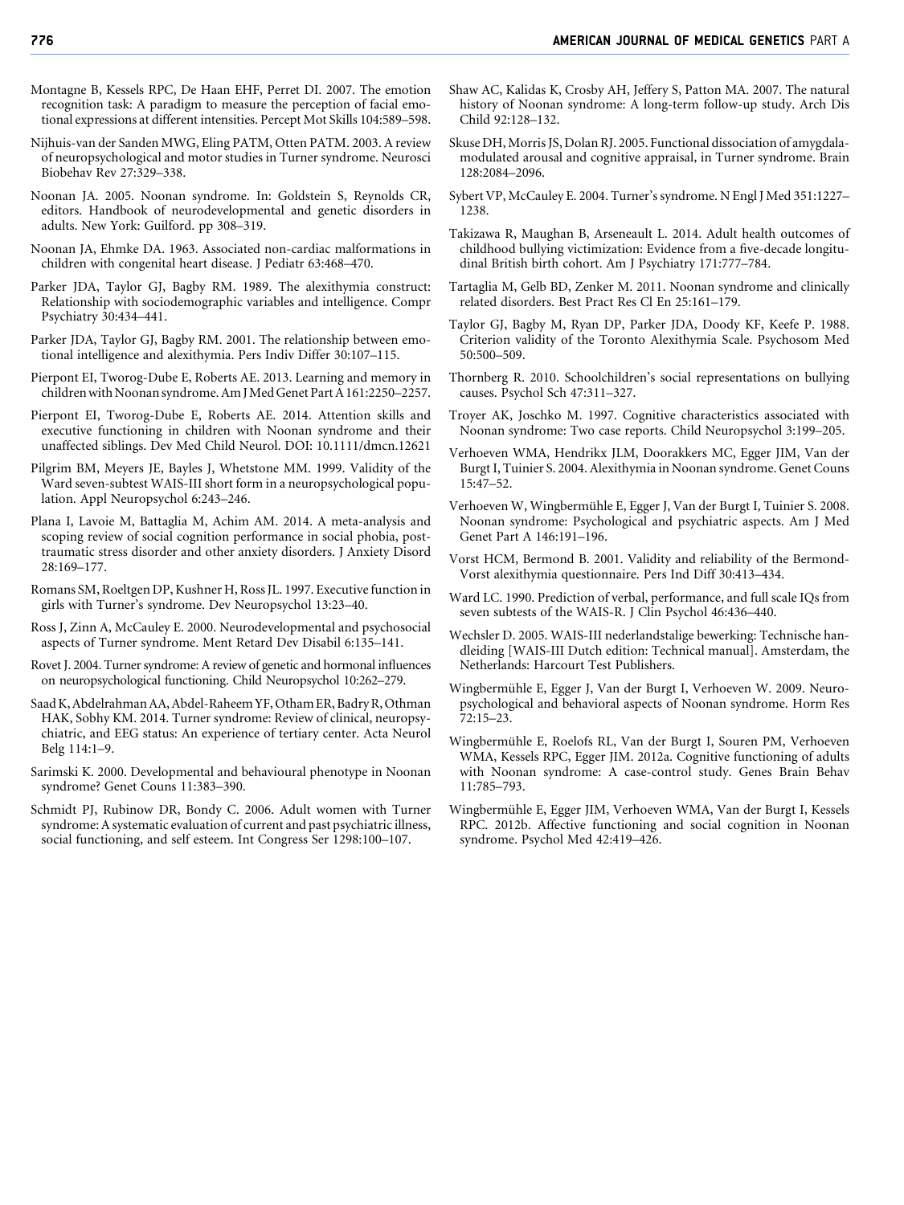Montagne B, Kessels RPC, De Haan EHF, Perret DI. 2007. The emotion recognition task: A paradigm to measure the perception of facial emotional expressions at different intensities. Percept Mot Skills 104:589–598.

Nijhuis-van der Sanden MWG, Eling PATM, Otten PATM. 2003. A review of neuropsychological and motor studies in Turner syndrome. Neurosci Biobehav Rev 27:329–338.

Noonan JA. 2005. Noonan syndrome. In: Goldstein S, Reynolds CR, editors. Handbook of neurodevelopmental and genetic disorders in adults. New York: Guilford. pp 308–319.

Noonan JA, Ehmke DA. 1963. Associated non-cardiac malformations in children with congenital heart disease. J Pediatr 63:468–470.

Parker JDA, Taylor GJ, Bagby RM. 1989. The alexithymia construct: Relationship with sociodemographic variables and intelligence. Compr Psychiatry 30:434–441.

Parker JDA, Taylor GJ, Bagby RM. 2001. The relationship between emotional intelligence and alexithymia. Pers Indiv Differ 30:107–115.

Pierpont EI, Tworog-Dube E, Roberts AE. 2013. Learning and memory in children with Noonan syndrome. Am J Med Genet Part A 161:2250–2257.

Pierpont EI, Tworog-Dube E, Roberts AE. 2014. Attention skills and executive functioning in children with Noonan syndrome and their unaffected siblings. Dev Med Child Neurol. DOI: 10.1111/dmcn.12621

Pilgrim BM, Meyers JE, Bayles J, Whetstone MM. 1999. Validity of the Ward seven-subtest WAIS-III short form in a neuropsychological population. Appl Neuropsychol 6:243–246.

Plana I, Lavoie M, Battaglia M, Achim AM. 2014. A meta-analysis and scoping review of social cognition performance in social phobia, posttraumatic stress disorder and other anxiety disorders. J Anxiety Disord 28:169–177.

Romans SM, Roeltgen DP, Kushner H, Ross JL. 1997. Executive function in girls with Turner's syndrome. Dev Neuropsychol 13:23–40.

Ross J, Zinn A, McCauley E. 2000. Neurodevelopmental and psychosocial aspects of Turner syndrome. Ment Retard Dev Disabil 6:135–141.

Rovet J. 2004. Turner syndrome: A review of genetic and hormonal influences on neuropsychological functioning. Child Neuropsychol 10:262–279.

Saad K, Abdelrahman AA, Abdel-Raheem YF, Otham ER, Badry R, Othman HAK, Sobhy KM. 2014. Turner syndrome: Review of clinical, neuropsychiatric, and EEG status: An experience of tertiary center. Acta Neurol Belg 114:1–9.

Sarimski K. 2000. Developmental and behavioural phenotype in Noonan syndrome? Genet Couns 11:383–390.

Schmidt PJ, Rubinow DR, Bondy C. 2006. Adult women with Turner syndrome: A systematic evaluation of current and past psychiatric illness, social functioning, and self esteem. Int Congress Ser 1298:100–107.

Shaw AC, Kalidas K, Crosby AH, Jeffery S, Patton MA. 2007. The natural history of Noonan syndrome: A long-term follow-up study. Arch Dis Child 92:128–132.

Skuse DH, Morris JS, Dolan RJ. 2005. Functional dissociation of amygdala-modulated arousal and cognitive appraisal, in Turner syndrome. Brain 128:2084–2096.

Sybert VP, McCauley E. 2004. Turner's syndrome. N Engl J Med 351:1227–1238.

Takizawa R, Maughan B, Arseneault L. 2014. Adult health outcomes of childhood bullying victimization: Evidence from a five-decade longitudinal British birth cohort. Am J Psychiatry 171:777–784.

Tartaglia M, Gelb BD, Zenker M. 2011. Noonan syndrome and clinically related disorders. Best Pract Res Cl En 25:161–179.

Taylor GJ, Bagby M, Ryan DP, Parker JDA, Doody KF, Keefe P. 1988. Criterion validity of the Toronto Alexithymia Scale. Psychosom Med 50:500–509.

Thornberg R. 2010. Schoolchildren's social representations on bullying causes. Psychol Sch 47:311–327.

Troyer AK, Joschko M. 1997. Cognitive characteristics associated with Noonan syndrome: Two case reports. Child Neuropsychol 3:199–205.

Verhoeven WMA, Hendrikx JLM, Doorakkers MC, Egger JIM, Van der Burgt I, Tuinier S. 2004. Alexithymia in Noonan syndrome. Genet Couns 15:47–52.

Verhoeven W, Wingbermühle E, Egger J, Van der Burgt I, Tuinier S. 2008. Noonan syndrome: Psychological and psychiatric aspects. Am J Med Genet Part A 146:191–196.

Vorst HCM, Bermond B. 2001. Validity and reliability of the Bermond-Vorst alexithymia questionnaire. Pers Ind Diff 30:413–434.

Ward LC. 1990. Prediction of verbal, performance, and full scale IQs from seven subtests of the WAIS-R. J Clin Psychol 46:436–440.

Wechsler D. 2005. WAIS-III nederlandstalige bewerking: Technische handleiding [WAIS-III Dutch edition: Technical manual]. Amsterdam, the Netherlands: Harcourt Test Publishers.

Wingbermühle E, Egger J, Van der Burgt I, Verhoeven W. 2009. Neuropsychological and behavioral aspects of Noonan syndrome. Horm Res 72:15–23.

Wingbermühle E, Roelofs RL, Van der Burgt I, Souren PM, Verhoeven WMA, Kessels RPC, Egger JIM. 2012a. Cognitive functioning of adults with Noonan syndrome: A case-control study. Genes Brain Behav 11:785–793.

Wingbermühle E, Egger JIM, Verhoeven WMA, Van der Burgt I, Kessels RPC. 2012b. Affective functioning and social cognition in Noonan syndrome. Psychol Med 42:419–426.